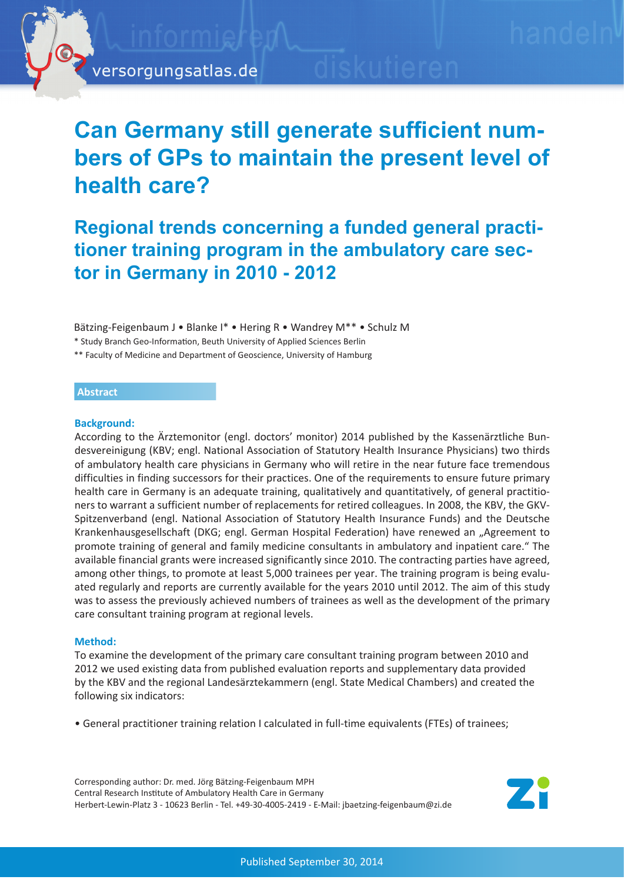# Can Germany still generate sufficient numbers of GPs to maintain the present level of health care?

## Regional trends concerning a funded general practitioner training program in the ambulatory care sector in Germany in 2010 - 2012

Bätzing-Feigenbaum J • Blanke I* • Hering R • Wandrey M** • Schulz M

\* Study Branch Geo-Information, Beuth University of Applied Sciences Berlin

\*\* Faculty of Medicine and Department of Geoscience, University of Hamburg

### Abstract

**Background:**

According to the Ärztemonitor (engl. doctors' monitor) 2014 published by the Kassenärztliche Bundesvereinigung (KBV; engl. National Association of Statutory Health Insurance Physicians) two thirds of ambulatory health care physicians in Germany who will retire in the near future face tremendous difficulties in finding successors for their practices. One of the requirements to ensure future primary health care in Germany is an adequate training, qualitatively and quantitatively, of general practitioners to warrant a sufficient number of replacements for retired colleagues. In 2008, the KBV, the GKV-Spitzenverband (engl. National Association of Statutory Health Insurance Funds) and the Deutsche Krankenhausgesellschaft (DKG; engl. German Hospital Federation) have renewed an „Agreement to promote training of general and family medicine consultants in ambulatory and inpatient care." The available financial grants were increased significantly since 2010. The contracting parties have agreed, among other things, to promote at least 5,000 trainees per year. The training program is being evaluated regularly and reports are currently available for the years 2010 until 2012. The aim of this study was to assess the previously achieved numbers of trainees as well as the development of the primary care consultant training program at regional levels.

**Method:**

To examine the development of the primary care consultant training program between 2010 and 2012 we used existing data from published evaluation reports and supplementary data provided by the KBV and the regional Landesärztekammern (engl. State Medical Chambers) and created the following six indicators:

- General practitioner training relation I calculated in full-time equivalents (FTEs) of trainees;

Corresponding author: Dr. med. Jörg Bätzing-Feigenbaum MPH
Central Research Institute of Ambulatory Health Care in Germany
Herbert-Lewin-Platz 3 - 10623 Berlin - Tel. +49-30-4005-2419 - E-Mail: jbaetzing-feigenbaum@zi.de

Published September 30, 2014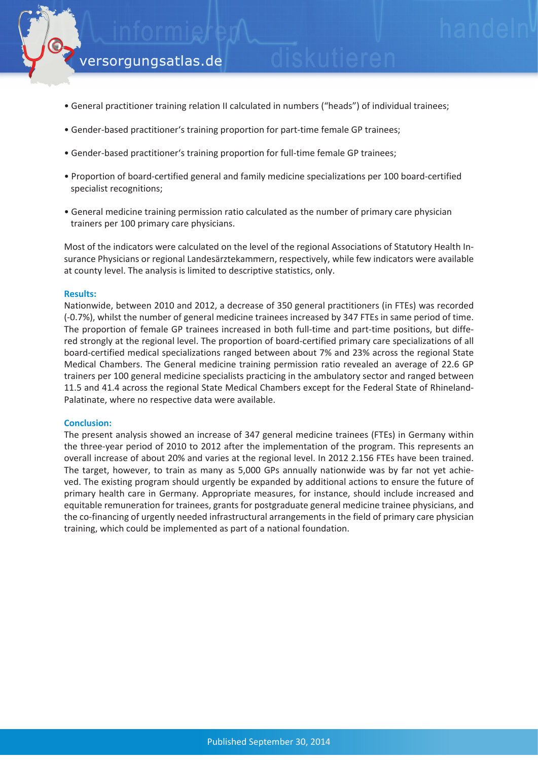- General practitioner training relation II calculated in numbers ("heads") of individual trainees;
- Gender-based practitioner's training proportion for part-time female GP trainees;
- Gender-based practitioner's training proportion for full-time female GP trainees;
- Proportion of board-certified general and family medicine specializations per 100 board-certified specialist recognitions;
- General medicine training permission ratio calculated as the number of primary care physician trainers per 100 primary care physicians.

Most of the indicators were calculated on the level of the regional Associations of Statutory Health Insurance Physicians or regional Landesärztekammern, respectively, while few indicators were available at county level. The analysis is limited to descriptive statistics, only.

**Results:**

Nationwide, between 2010 and 2012, a decrease of 350 general practitioners (in FTEs) was recorded (-0.7%), whilst the number of general medicine trainees increased by 347 FTEs in same period of time. The proportion of female GP trainees increased in both full-time and part-time positions, but differed strongly at the regional level. The proportion of board-certified primary care specializations of all board-certified medical specializations ranged between about 7% and 23% across the regional State Medical Chambers. The General medicine training permission ratio revealed an average of 22.6 GP trainers per 100 general medicine specialists practicing in the ambulatory sector and ranged between 11.5 and 41.4 across the regional State Medical Chambers except for the Federal State of Rhineland-Palatinate, where no respective data were available.

**Conclusion:**

The present analysis showed an increase of 347 general medicine trainees (FTEs) in Germany within the three-year period of 2010 to 2012 after the implementation of the program. This represents an overall increase of about 20% and varies at the regional level. In 2012 2.156 FTEs have been trained. The target, however, to train as many as 5,000 GPs annually nationwide was by far not yet achieved. The existing program should urgently be expanded by additional actions to ensure the future of primary health care in Germany. Appropriate measures, for instance, should include increased and equitable remuneration for trainees, grants for postgraduate general medicine trainee physicians, and the co-financing of urgently needed infrastructural arrangements in the field of primary care physician training, which could be implemented as part of a national foundation.